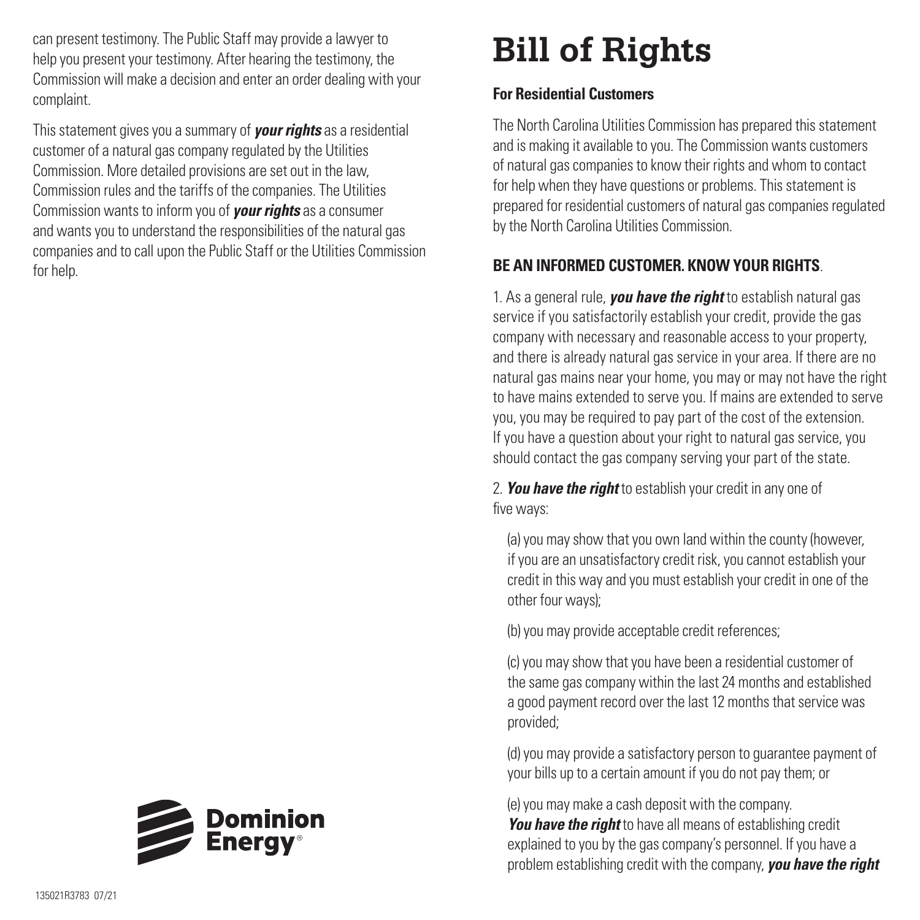can present testimony. The Public Staff may provide a lawyer to help you present your testimony. After hearing the testimony, the Commission will make a decision and enter an order dealing with your complaint.

This statement gives you a summary of ***your rights*** as a residential customer of a natural gas company regulated by the Utilities Commission. More detailed provisions are set out in the law, Commission rules and the tariffs of the companies. The Utilities Commission wants to inform you of ***your rights*** as a consumer and wants you to understand the responsibilities of the natural gas companies and to call upon the Public Staff or the Utilities Commission for help.

Dominion Energy®

135021R3783 07/21

# Bill of Rights

**For Residential Customers**

The North Carolina Utilities Commission has prepared this statement and is making it available to you. The Commission wants customers of natural gas companies to know their rights and whom to contact for help when they have questions or problems. This statement is prepared for residential customers of natural gas companies regulated by the North Carolina Utilities Commission.

**BE AN INFORMED CUSTOMER. KNOW YOUR RIGHTS**.

1. As a general rule, ***you have the right*** to establish natural gas service if you satisfactorily establish your credit, provide the gas company with necessary and reasonable access to your property, and there is already natural gas service in your area. If there are no natural gas mains near your home, you may or may not have the right to have mains extended to serve you. If mains are extended to serve you, you may be required to pay part of the cost of the extension. If you have a question about your right to natural gas service, you should contact the gas company serving your part of the state.

2. ***You have the right*** to establish your credit in any one of five ways:

(a) you may show that you own land within the county (however, if you are an unsatisfactory credit risk, you cannot establish your credit in this way and you must establish your credit in one of the other four ways);

(b) you may provide acceptable credit references;

(c) you may show that you have been a residential customer of the same gas company within the last 24 months and established a good payment record over the last 12 months that service was provided;

(d) you may provide a satisfactory person to guarantee payment of your bills up to a certain amount if you do not pay them; or

(e) you may make a cash deposit with the company.
***You have the right*** to have all means of establishing credit explained to you by the gas company's personnel. If you have a problem establishing credit with the company, ***you have the right***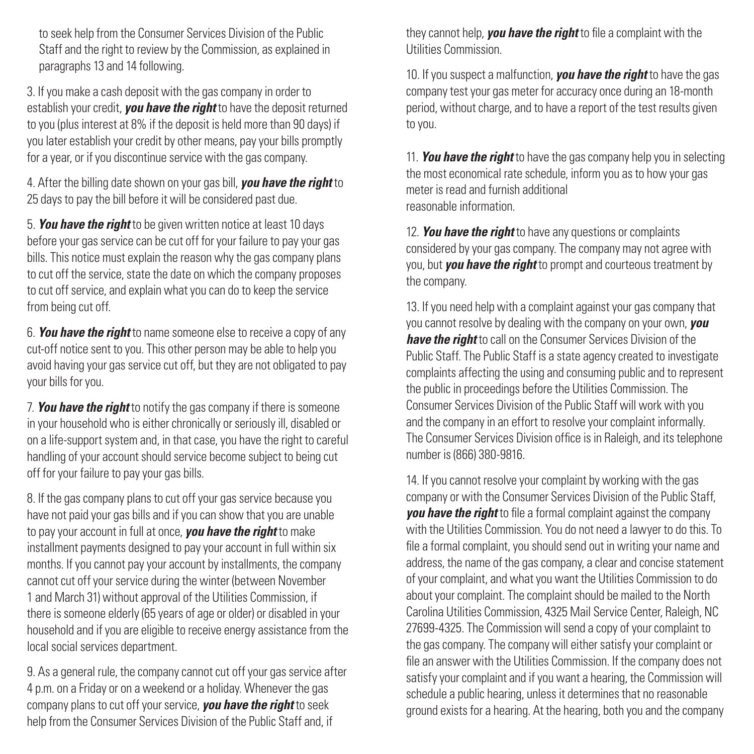to seek help from the Consumer Services Division of the Public Staff and the right to review by the Commission, as explained in paragraphs 13 and 14 following.

3. If you make a cash deposit with the gas company in order to establish your credit, ***you have the right*** to have the deposit returned to you (plus interest at 8% if the deposit is held more than 90 days) if you later establish your credit by other means, pay your bills promptly for a year, or if you discontinue service with the gas company.

4. After the billing date shown on your gas bill, ***you have the right*** to 25 days to pay the bill before it will be considered past due.

5. ***You have the right*** to be given written notice at least 10 days before your gas service can be cut off for your failure to pay your gas bills. This notice must explain the reason why the gas company plans to cut off the service, state the date on which the company proposes to cut off service, and explain what you can do to keep the service from being cut off.

6. ***You have the right*** to name someone else to receive a copy of any cut-off notice sent to you. This other person may be able to help you avoid having your gas service cut off, but they are not obligated to pay your bills for you.

7. ***You have the right*** to notify the gas company if there is someone in your household who is either chronically or seriously ill, disabled or on a life-support system and, in that case, you have the right to careful handling of your account should service become subject to being cut off for your failure to pay your gas bills.

8. If the gas company plans to cut off your gas service because you have not paid your gas bills and if you can show that you are unable to pay your account in full at once, ***you have the right*** to make installment payments designed to pay your account in full within six months. If you cannot pay your account by installments, the company cannot cut off your service during the winter (between November 1 and March 31) without approval of the Utilities Commission, if there is someone elderly (65 years of age or older) or disabled in your household and if you are eligible to receive energy assistance from the local social services department.

9. As a general rule, the company cannot cut off your gas service after 4 p.m. on a Friday or on a weekend or a holiday. Whenever the gas company plans to cut off your service, ***you have the right*** to seek help from the Consumer Services Division of the Public Staff and, if they cannot help, ***you have the right*** to file a complaint with the Utilities Commission.

10. If you suspect a malfunction, ***you have the right*** to have the gas company test your gas meter for accuracy once during an 18-month period, without charge, and to have a report of the test results given to you.

11. ***You have the right*** to have the gas company help you in selecting the most economical rate schedule, inform you as to how your gas meter is read and furnish additional reasonable information.

12. ***You have the right*** to have any questions or complaints considered by your gas company. The company may not agree with you, but ***you have the right*** to prompt and courteous treatment by the company.

13. If you need help with a complaint against your gas company that you cannot resolve by dealing with the company on your own, ***you have the right*** to call on the Consumer Services Division of the Public Staff. The Public Staff is a state agency created to investigate complaints affecting the using and consuming public and to represent the public in proceedings before the Utilities Commission. The Consumer Services Division of the Public Staff will work with you and the company in an effort to resolve your complaint informally. The Consumer Services Division office is in Raleigh, and its telephone number is (866) 380-9816.

14. If you cannot resolve your complaint by working with the gas company or with the Consumer Services Division of the Public Staff, ***you have the right*** to file a formal complaint against the company with the Utilities Commission. You do not need a lawyer to do this. To file a formal complaint, you should send out in writing your name and address, the name of the gas company, a clear and concise statement of your complaint, and what you want the Utilities Commission to do about your complaint. The complaint should be mailed to the North Carolina Utilities Commission, 4325 Mail Service Center, Raleigh, NC 27699-4325. The Commission will send a copy of your complaint to the gas company. The company will either satisfy your complaint or file an answer with the Utilities Commission. If the company does not satisfy your complaint and if you want a hearing, the Commission will schedule a public hearing, unless it determines that no reasonable ground exists for a hearing. At the hearing, both you and the company